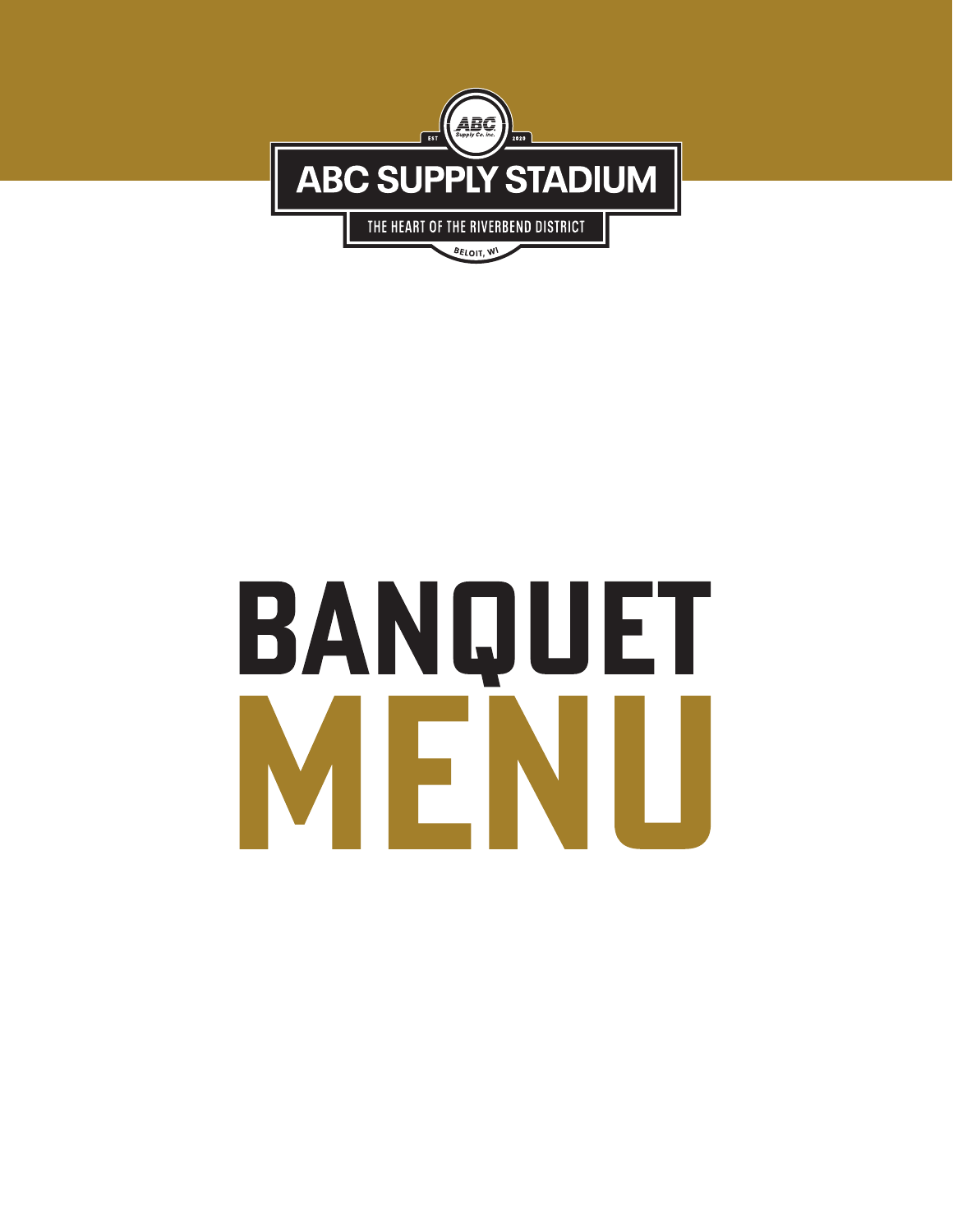ABC Supply Co. Inc.

EST 2020

ABC SUPPLY STADIUM

THE HEART OF THE RIVERBEND DISTRICT

BELOIT, WI

# BANQUET MENU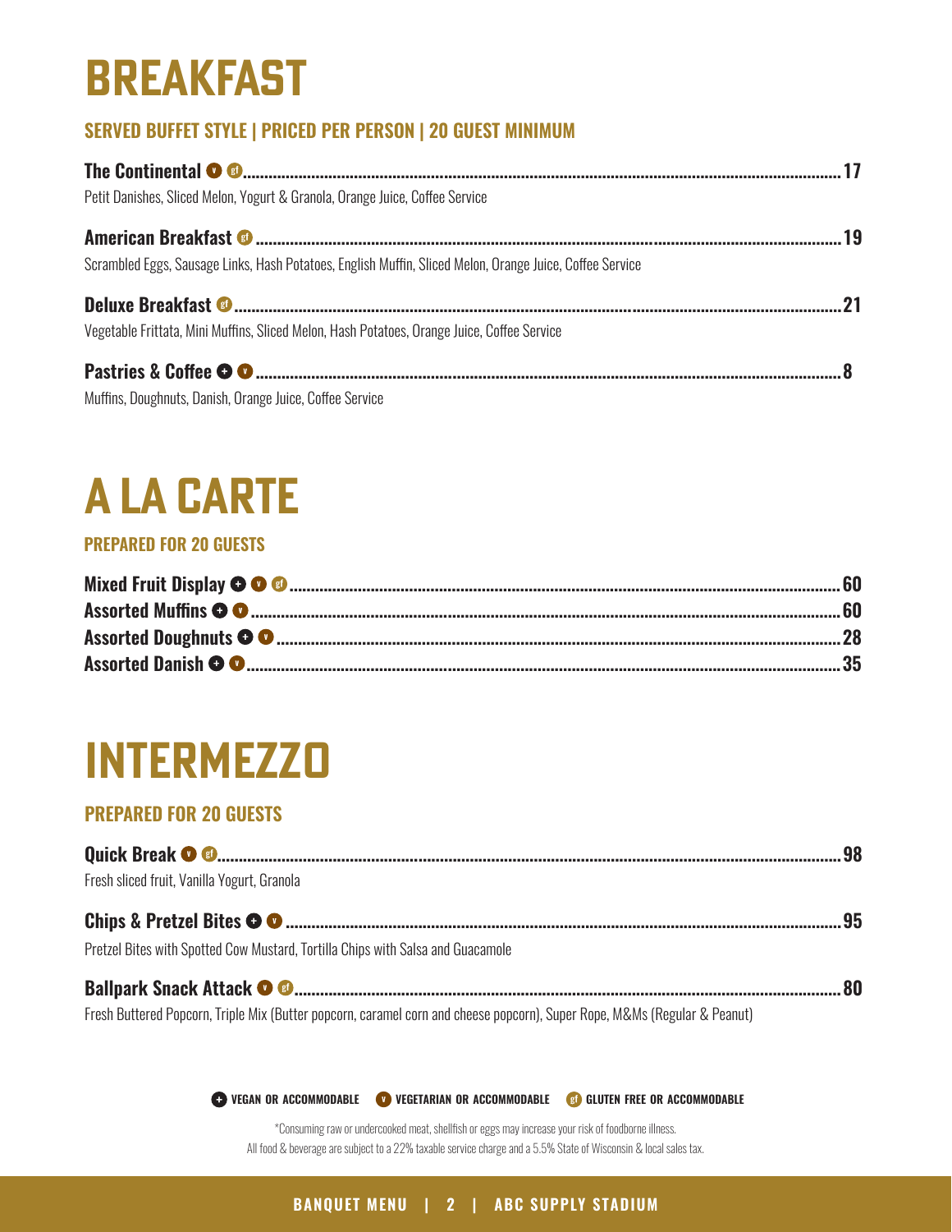# BREAKFAST

## SERVED BUFFET STYLE | PRICED PER PERSON | 20 GUEST MINIMUM

**The Continental** (v) (gf) ........ **17**
Petit Danishes, Sliced Melon, Yogurt & Granola, Orange Juice, Coffee Service

**American Breakfast** (gf) ........ **19**
Scrambled Eggs, Sausage Links, Hash Potatoes, English Muffin, Sliced Melon, Orange Juice, Coffee Service

**Deluxe Breakfast** (gf) ........ **21**
Vegetable Frittata, Mini Muffins, Sliced Melon, Hash Potatoes, Orange Juice, Coffee Service

**Pastries & Coffee** (+) (v) ........ **8**
Muffins, Doughnuts, Danish, Orange Juice, Coffee Service

# A LA CARTE

## PREPARED FOR 20 GUESTS

**Mixed Fruit Display** (+) (v) (gf) ........ **60**
**Assorted Muffins** (+) (v) ........ **60**
**Assorted Doughnuts** (+) (v) ........ **28**
**Assorted Danish** (+) (v) ........ **35**

# INTERMEZZO

## PREPARED FOR 20 GUESTS

**Quick Break** (v) (gf) ........ **98**
Fresh sliced fruit, Vanilla Yogurt, Granola

**Chips & Pretzel Bites** (+) (v) ........ **95**
Pretzel Bites with Spotted Cow Mustard, Tortilla Chips with Salsa and Guacamole

**Ballpark Snack Attack** (v) (gf) ........ **80**
Fresh Buttered Popcorn, Triple Mix (Butter popcorn, caramel corn and cheese popcorn), Super Rope, M&Ms (Regular & Peanut)

(+) **VEGAN OR ACCOMMODABLE** (v) **VEGETARIAN OR ACCOMMODABLE** (gf) **GLUTEN FREE OR ACCOMMODABLE**

*Consuming raw or undercooked meat, shellfish or eggs may increase your risk of foodborne illness.
All food & beverage are subject to a 22% taxable service charge and a 5.5% State of Wisconsin & local sales tax.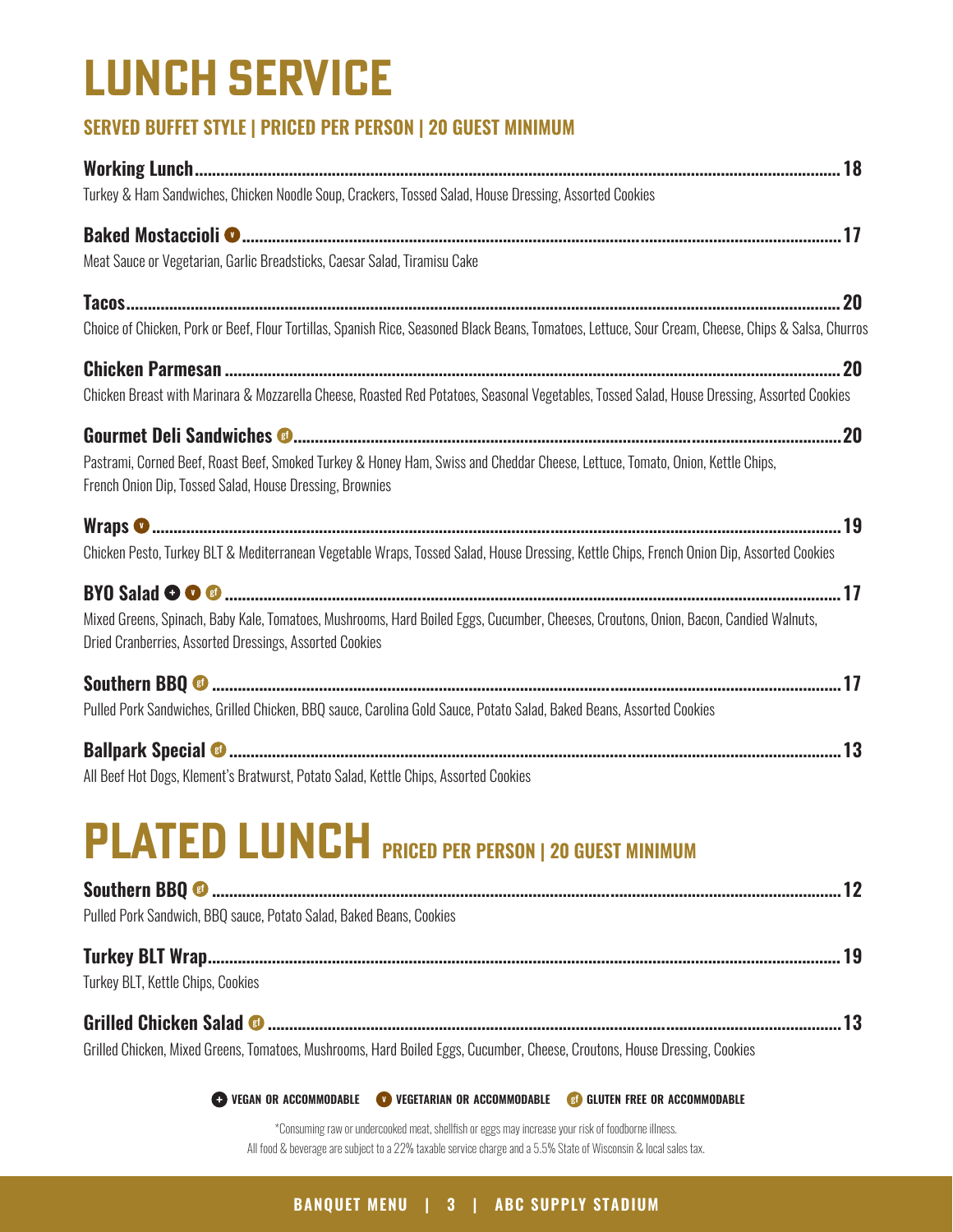# LUNCH SERVICE

## SERVED BUFFET STYLE | PRICED PER PERSON | 20 GUEST MINIMUM

**Working Lunch** .......... **18**
Turkey & Ham Sandwiches, Chicken Noodle Soup, Crackers, Tossed Salad, House Dressing, Assorted Cookies

**Baked Mostaccioli** (v) .......... **17**
Meat Sauce or Vegetarian, Garlic Breadsticks, Caesar Salad, Tiramisu Cake

**Tacos** .......... **20**
Choice of Chicken, Pork or Beef, Flour Tortillas, Spanish Rice, Seasoned Black Beans, Tomatoes, Lettuce, Sour Cream, Cheese, Chips & Salsa, Churros

**Chicken Parmesan** .......... **20**
Chicken Breast with Marinara & Mozzarella Cheese, Roasted Red Potatoes, Seasonal Vegetables, Tossed Salad, House Dressing, Assorted Cookies

**Gourmet Deli Sandwiches** (gf) .......... **20**
Pastrami, Corned Beef, Roast Beef, Smoked Turkey & Honey Ham, Swiss and Cheddar Cheese, Lettuce, Tomato, Onion, Kettle Chips, French Onion Dip, Tossed Salad, House Dressing, Brownies

**Wraps** (v) .......... **19**
Chicken Pesto, Turkey BLT & Mediterranean Vegetable Wraps, Tossed Salad, House Dressing, Kettle Chips, French Onion Dip, Assorted Cookies

**BYO Salad** (+) (v) (gf) .......... **17**
Mixed Greens, Spinach, Baby Kale, Tomatoes, Mushrooms, Hard Boiled Eggs, Cucumber, Cheeses, Croutons, Onion, Bacon, Candied Walnuts, Dried Cranberries, Assorted Dressings, Assorted Cookies

**Southern BBQ** (gf) .......... **17**
Pulled Pork Sandwiches, Grilled Chicken, BBQ sauce, Carolina Gold Sauce, Potato Salad, Baked Beans, Assorted Cookies

**Ballpark Special** (gf) .......... **13**
All Beef Hot Dogs, Klement's Bratwurst, Potato Salad, Kettle Chips, Assorted Cookies

# PLATED LUNCH

## PRICED PER PERSON | 20 GUEST MINIMUM

**Southern BBQ** (gf) .......... **12**
Pulled Pork Sandwich, BBQ sauce, Potato Salad, Baked Beans, Cookies

**Turkey BLT Wrap** .......... **19**
Turkey BLT, Kettle Chips, Cookies

**Grilled Chicken Salad** (gf) .......... **13**
Grilled Chicken, Mixed Greens, Tomatoes, Mushrooms, Hard Boiled Eggs, Cucumber, Cheese, Croutons, House Dressing, Cookies

(+) VEGAN OR ACCOMMODABLE (v) VEGETARIAN OR ACCOMMODABLE (gf) GLUTEN FREE OR ACCOMMODABLE

*Consuming raw or undercooked meat, shellfish or eggs may increase your risk of foodborne illness.
All food & beverage are subject to a 22% taxable service charge and a 5.5% State of Wisconsin & local sales tax.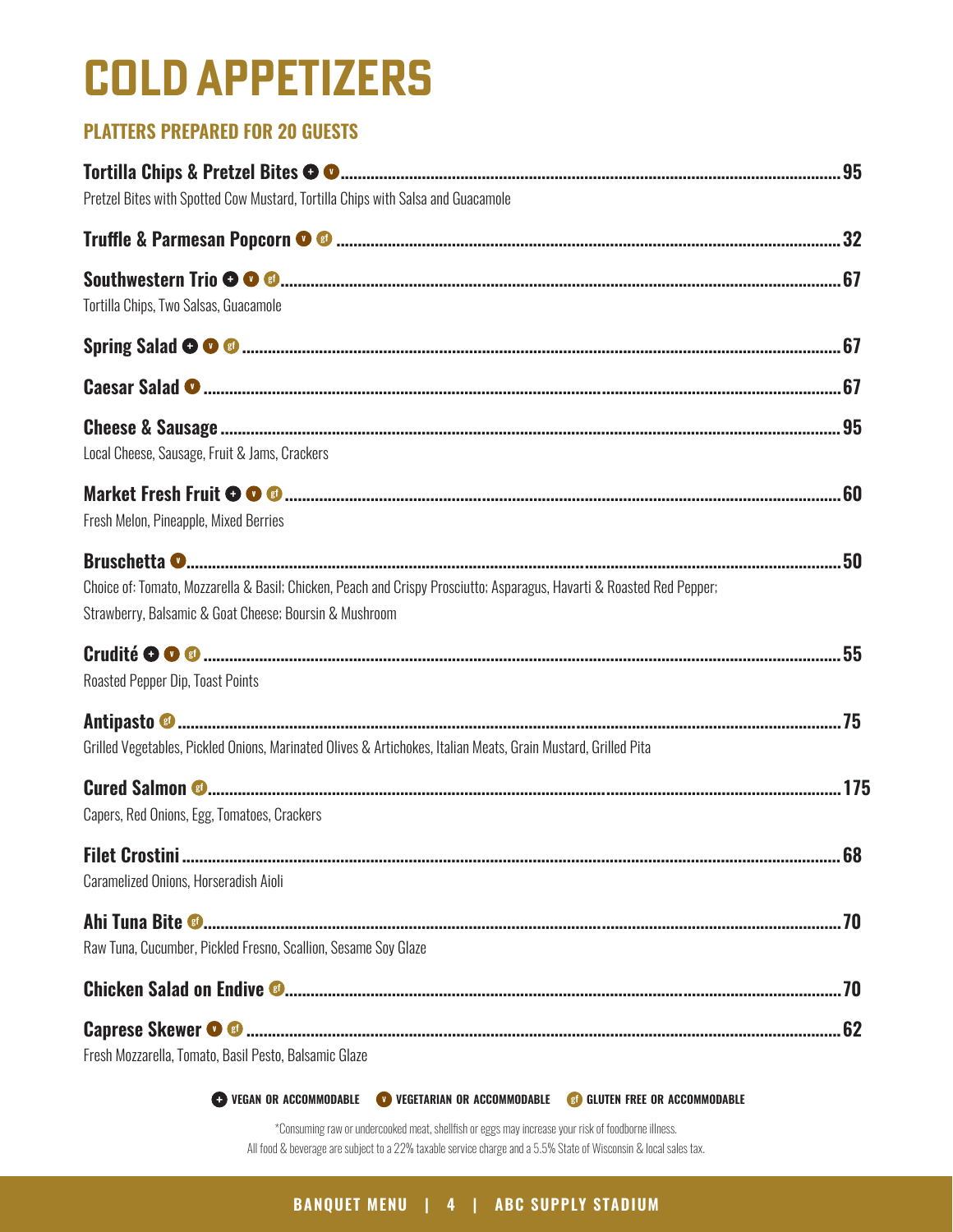# COLD APPETIZERS

## PLATTERS PREPARED FOR 20 GUESTS

**Tortilla Chips & Pretzel Bites** (+) (v) .......... 95
Pretzel Bites with Spotted Cow Mustard, Tortilla Chips with Salsa and Guacamole

**Truffle & Parmesan Popcorn** (v) (gf) .......... 32

**Southwestern Trio** (+) (v) (gf) .......... 67
Tortilla Chips, Two Salsas, Guacamole

**Spring Salad** (+) (v) (gf) .......... 67

**Caesar Salad** (v) .......... 67

**Cheese & Sausage** .......... 95
Local Cheese, Sausage, Fruit & Jams, Crackers

**Market Fresh Fruit** (+) (v) (gf) .......... 60
Fresh Melon, Pineapple, Mixed Berries

**Bruschetta** (v) .......... 50
Choice of: Tomato, Mozzarella & Basil; Chicken, Peach and Crispy Prosciutto; Asparagus, Havarti & Roasted Red Pepper; Strawberry, Balsamic & Goat Cheese; Boursin & Mushroom

**Crudité** (+) (v) (gf) .......... 55
Roasted Pepper Dip, Toast Points

**Antipasto** (gf) .......... 75
Grilled Vegetables, Pickled Onions, Marinated Olives & Artichokes, Italian Meats, Grain Mustard, Grilled Pita

**Cured Salmon** (gf) .......... 175
Capers, Red Onions, Egg, Tomatoes, Crackers

**Filet Crostini** .......... 68
Caramelized Onions, Horseradish Aioli

**Ahi Tuna Bite** (gf) .......... 70
Raw Tuna, Cucumber, Pickled Fresno, Scallion, Sesame Soy Glaze

**Chicken Salad on Endive** (gf) .......... 70

**Caprese Skewer** (v) (gf) .......... 62
Fresh Mozzarella, Tomato, Basil Pesto, Balsamic Glaze

(+) VEGAN OR ACCOMMODABLE (v) VEGETARIAN OR ACCOMMODABLE (gf) GLUTEN FREE OR ACCOMMODABLE

*Consuming raw or undercooked meat, shellfish or eggs may increase your risk of foodborne illness.
All food & beverage are subject to a 22% taxable service charge and a 5.5% State of Wisconsin & local sales tax.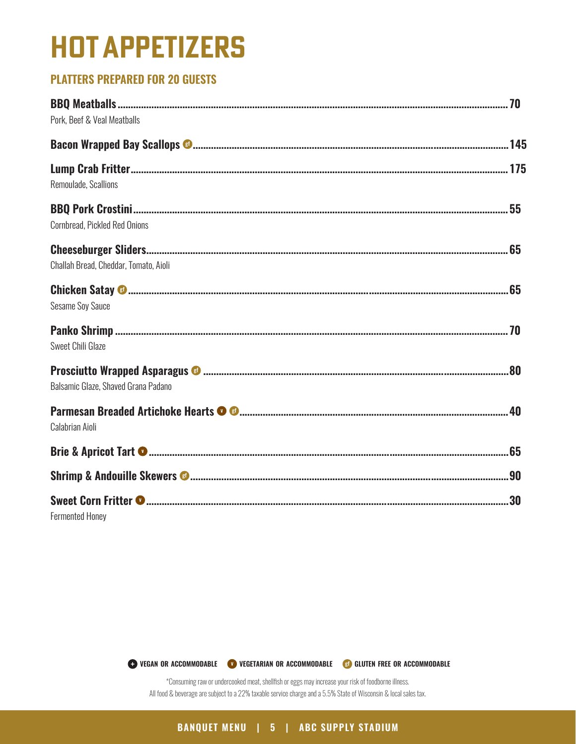# HOT APPETIZERS

## PLATTERS PREPARED FOR 20 GUESTS

**BBQ Meatballs** .......... 70
Pork, Beef & Veal Meatballs

**Bacon Wrapped Bay Scallops** (gf) .......... 145

**Lump Crab Fritter** .......... 175
Remoulade, Scallions

**BBQ Pork Crostini** .......... 55
Cornbread, Pickled Red Onions

**Cheeseburger Sliders** .......... 65
Challah Bread, Cheddar, Tomato, Aioli

**Chicken Satay** (gf) .......... 65
Sesame Soy Sauce

**Panko Shrimp** .......... 70
Sweet Chili Glaze

**Prosciutto Wrapped Asparagus** (gf) .......... 80
Balsamic Glaze, Shaved Grana Padano

**Parmesan Breaded Artichoke Hearts** (v) (gf) .......... 40
Calabrian Aioli

**Brie & Apricot Tart** (v) .......... 65

**Shrimp & Andouille Skewers** (gf) .......... 90

**Sweet Corn Fritter** (v) .......... 30
Fermented Honey

(+) VEGAN OR ACCOMMODABLE (v) VEGETARIAN OR ACCOMMODABLE (gf) GLUTEN FREE OR ACCOMMODABLE

*Consuming raw or undercooked meat, shellfish or eggs may increase your risk of foodborne illness.
All food & beverage are subject to a 22% taxable service charge and a 5.5% State of Wisconsin & local sales tax.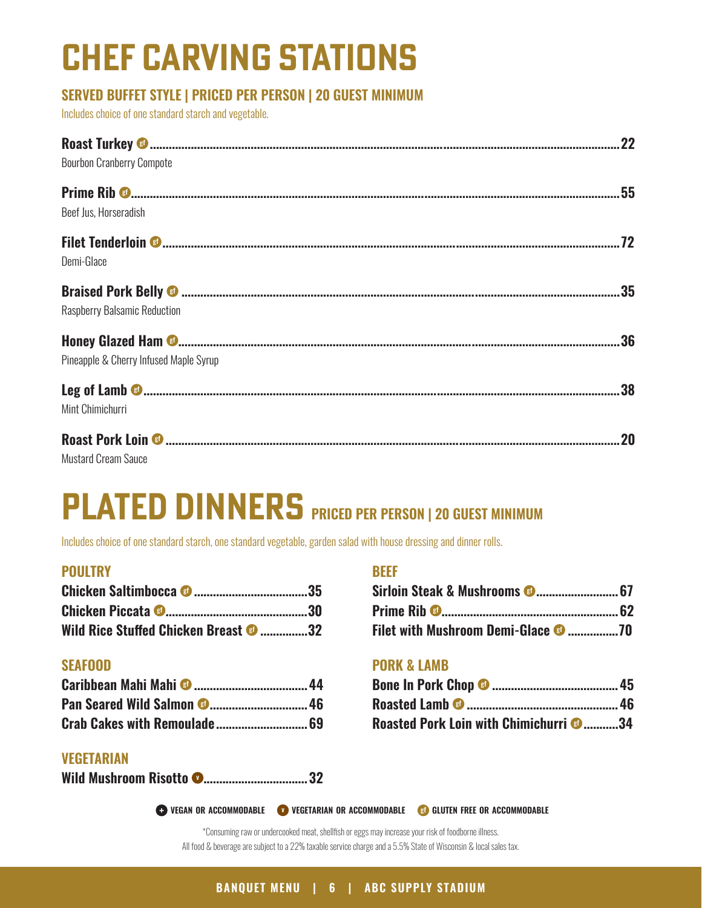# CHEF CARVING STATIONS

### SERVED BUFFET STYLE | PRICED PER PERSON | 20 GUEST MINIMUM

Includes choice of one standard starch and vegetable.

**Roast Turkey** gf ........ **22**
Bourbon Cranberry Compote

**Prime Rib** gf ........ **55**
Beef Jus, Horseradish

**Filet Tenderloin** gf ........ **72**
Demi-Glace

**Braised Pork Belly** gf ........ **35**
Raspberry Balsamic Reduction

**Honey Glazed Ham** gf ........ **36**
Pineapple & Cherry Infused Maple Syrup

**Leg of Lamb** gf ........ **38**
Mint Chimichurri

**Roast Pork Loin** gf ........ **20**
Mustard Cream Sauce

# PLATED DINNERS

### PRICED PER PERSON | 20 GUEST MINIMUM

Includes choice of one standard starch, one standard vegetable, garden salad with house dressing and dinner rolls.

### POULTRY

**Chicken Saltimbocca** gf ........ **35**
**Chicken Piccata** gf ........ **30**
**Wild Rice Stuffed Chicken Breast** gf ........ **32**

### SEAFOOD

**Caribbean Mahi Mahi** gf ........ **44**
**Pan Seared Wild Salmon** gf ........ **46**
**Crab Cakes with Remoulade** ........ **69**

### VEGETARIAN

**Wild Mushroom Risotto** v ........ **32**

### BEEF

**Sirloin Steak & Mushrooms** gf ........ **67**
**Prime Rib** gf ........ **62**
**Filet with Mushroom Demi-Glace** gf ........ **70**

### PORK & LAMB

**Bone In Pork Chop** gf ........ **45**
**Roasted Lamb** gf ........ **46**
**Roasted Pork Loin with Chimichurri** gf ........ **34**

+ VEGAN OR ACCOMMODABLE | v VEGETARIAN OR ACCOMMODABLE | gf GLUTEN FREE OR ACCOMMODABLE

*Consuming raw or undercooked meat, shellfish or eggs may increase your risk of foodborne illness.
All food & beverage are subject to a 22% taxable service charge and a 5.5% State of Wisconsin & local sales tax.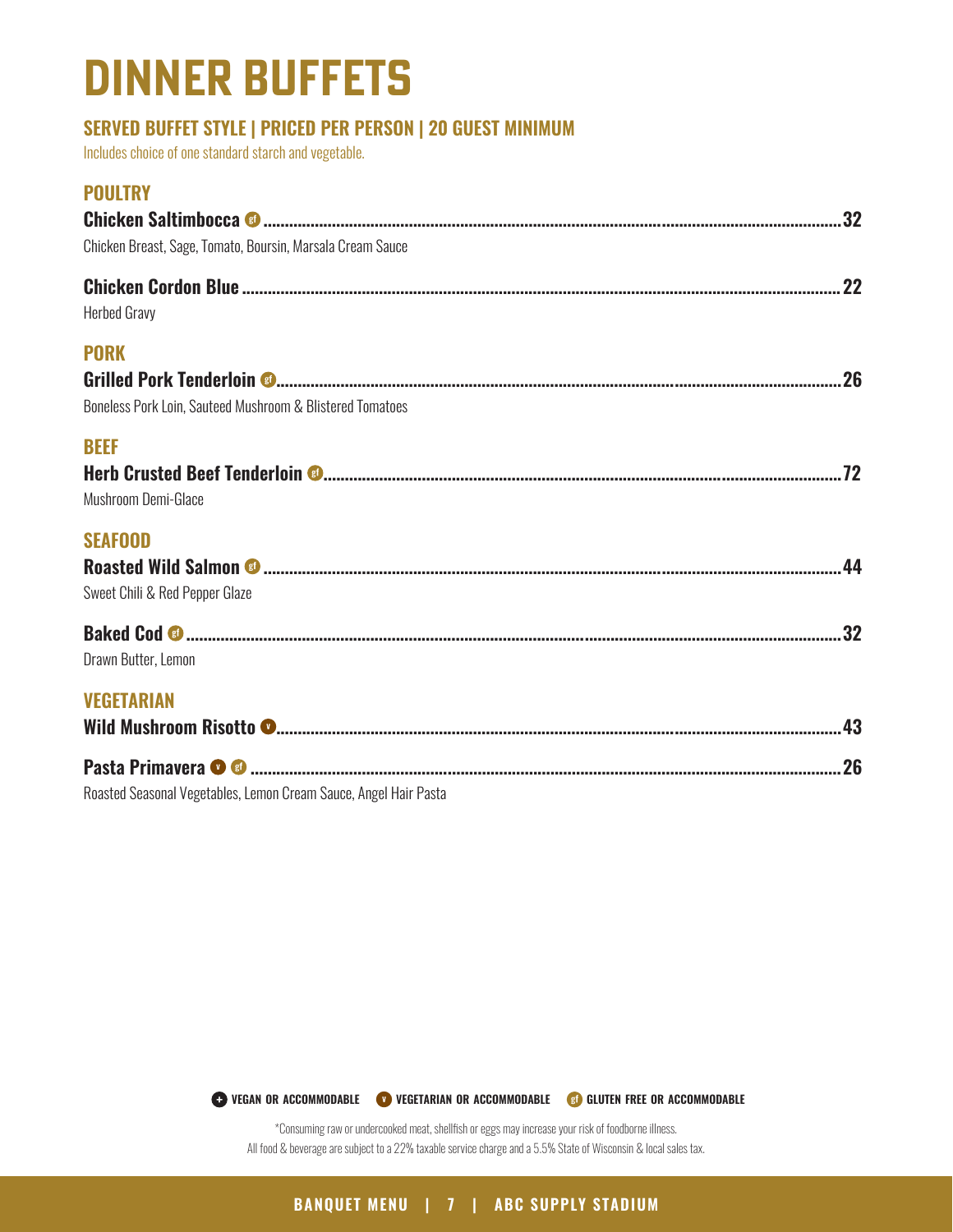# DINNER BUFFETS

## SERVED BUFFET STYLE | PRICED PER PERSON | 20 GUEST MINIMUM

Includes choice of one standard starch and vegetable.

### POULTRY

**Chicken Saltimbocca** gf ........ **32**
Chicken Breast, Sage, Tomato, Boursin, Marsala Cream Sauce

**Chicken Cordon Blue** ........ **22**
Herbed Gravy

### PORK

**Grilled Pork Tenderloin** gf ........ **26**
Boneless Pork Loin, Sauteed Mushroom & Blistered Tomatoes

### BEEF

**Herb Crusted Beef Tenderloin** gf ........ **72**
Mushroom Demi-Glace

### SEAFOOD

**Roasted Wild Salmon** gf ........ **44**
Sweet Chili & Red Pepper Glaze

**Baked Cod** gf ........ **32**
Drawn Butter, Lemon

### VEGETARIAN

**Wild Mushroom Risotto** v ........ **43**

**Pasta Primavera** v gf ........ **26**
Roasted Seasonal Vegetables, Lemon Cream Sauce, Angel Hair Pasta

+ VEGAN OR ACCOMMODABLE   v VEGETARIAN OR ACCOMMODABLE   gf GLUTEN FREE OR ACCOMMODABLE

*Consuming raw or undercooked meat, shellfish or eggs may increase your risk of foodborne illness.
All food & beverage are subject to a 22% taxable service charge and a 5.5% State of Wisconsin & local sales tax.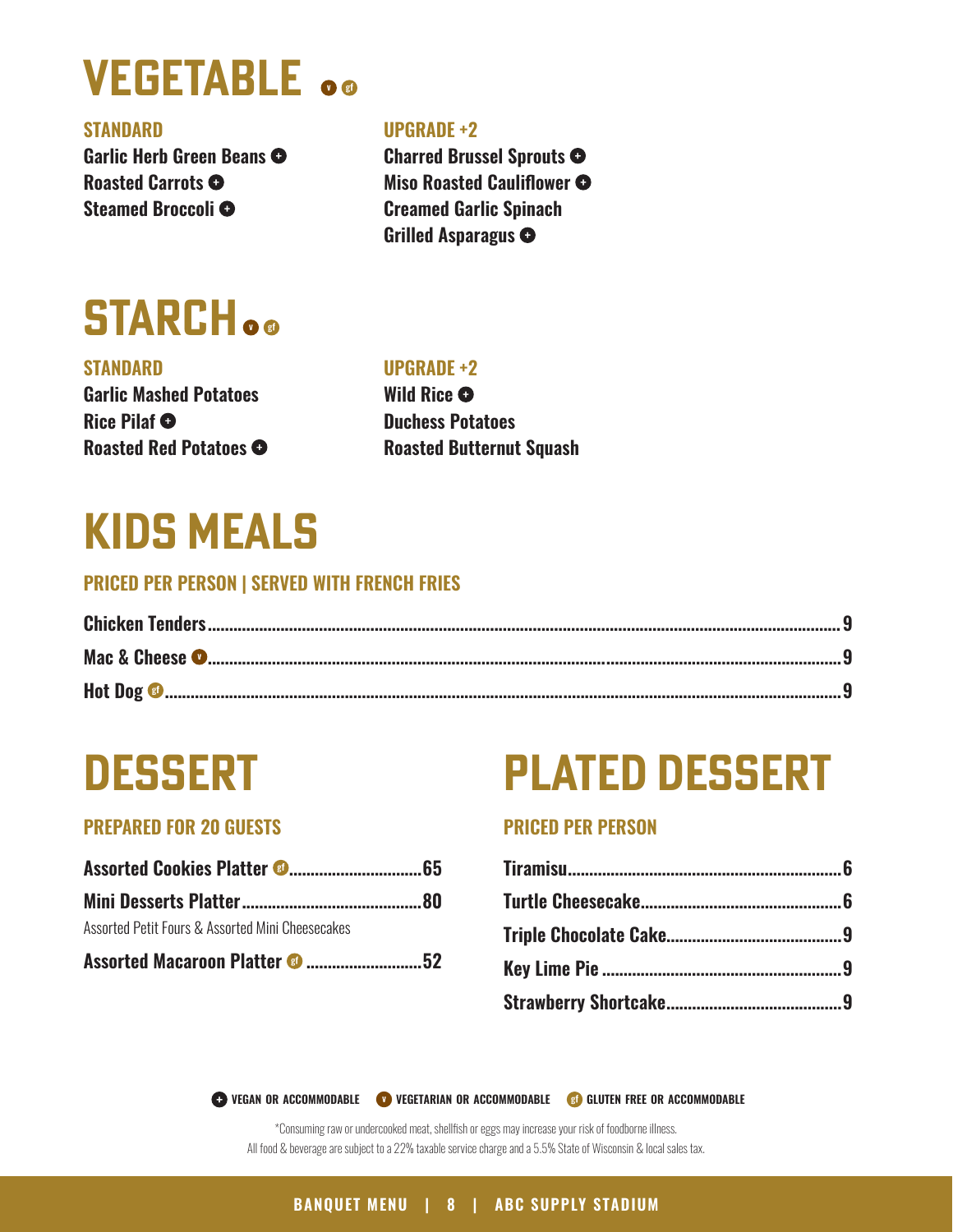# VEGETABLE (v) (gf)

**STANDARD**

- Garlic Herb Green Beans (+)
- Roasted Carrots (+)
- Steamed Broccoli (+)

**UPGRADE +2**

- Charred Brussel Sprouts (+)
- Miso Roasted Cauliflower (+)
- Creamed Garlic Spinach
- Grilled Asparagus (+)

# STARCH (v) (gf)

**STANDARD**

- Garlic Mashed Potatoes
- Rice Pilaf (+)
- Roasted Red Potatoes (+)

**UPGRADE +2**

- Wild Rice (+)
- Duchess Potatoes
- Roasted Butternut Squash

# KIDS MEALS

**PRICED PER PERSON | SERVED WITH FRENCH FRIES**

| Item | Price |
|---|---|
| Chicken Tenders | 9 |
| Mac & Cheese (v) | 9 |
| Hot Dog (gf) | 9 |

# DESSERT

**PREPARED FOR 20 GUESTS**

| Item | Price |
|---|---|
| Assorted Cookies Platter (gf) | 65 |
| Mini Desserts Platter<br>Assorted Petit Fours & Assorted Mini Cheesecakes | 80 |
| Assorted Macaroon Platter (gf) | 52 |

# PLATED DESSERT

**PRICED PER PERSON**

| Item | Price |
|---|---|
| Tiramisu | 6 |
| Turtle Cheesecake | 6 |
| Triple Chocolate Cake | 9 |
| Key Lime Pie | 9 |
| Strawberry Shortcake | 9 |

(+) VEGAN OR ACCOMMODABLE (v) VEGETARIAN OR ACCOMMODABLE (gf) GLUTEN FREE OR ACCOMMODABLE

*Consuming raw or undercooked meat, shellfish or eggs may increase your risk of foodborne illness.
All food & beverage are subject to a 22% taxable service charge and a 5.5% State of Wisconsin & local sales tax.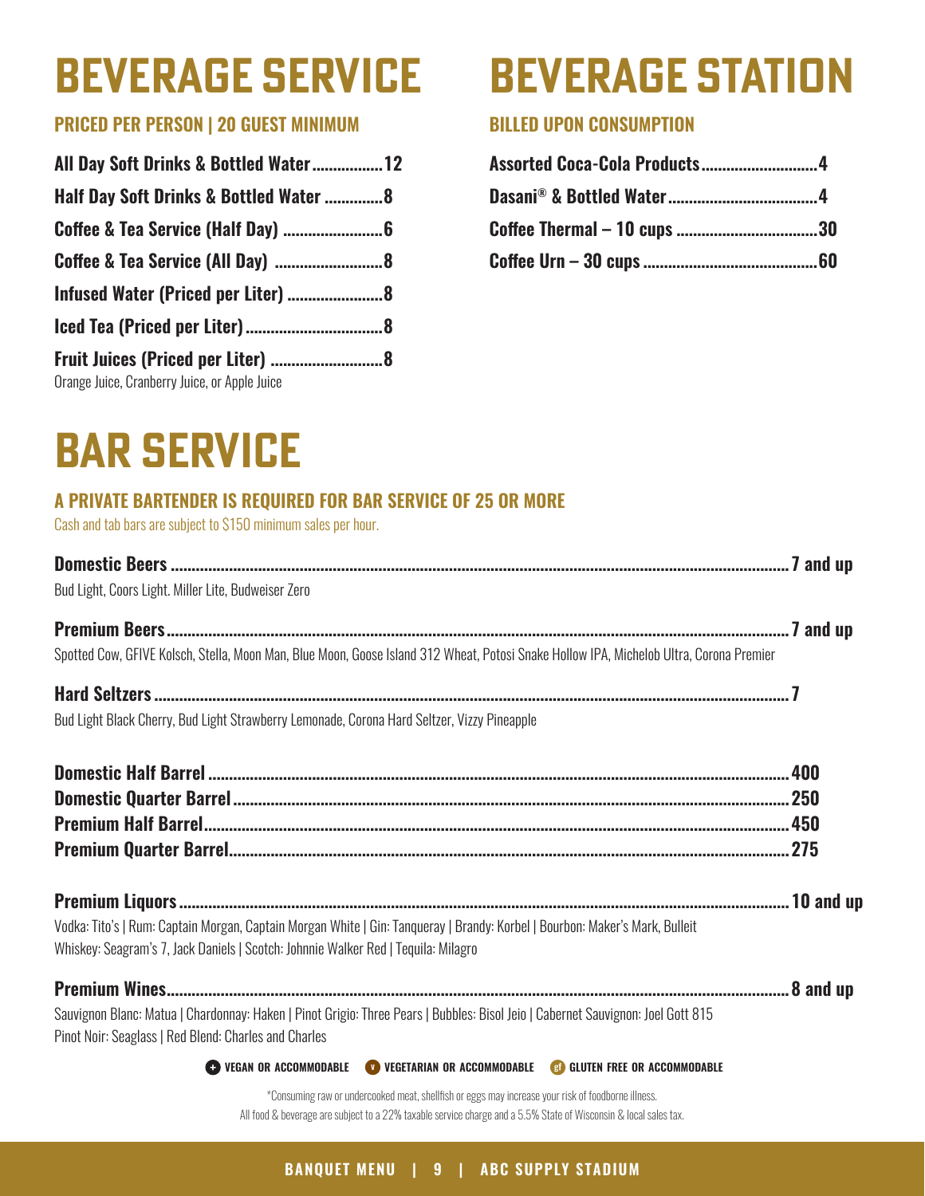# BEVERAGE SERVICE

### PRICED PER PERSON | 20 GUEST MINIMUM

**All Day Soft Drinks & Bottled Water** .................12

**Half Day Soft Drinks & Bottled Water** ..............8

**Coffee & Tea Service (Half Day)** ........................6

**Coffee & Tea Service (All Day)** ..........................8

**Infused Water (Priced per Liter)** .......................8

**Iced Tea (Priced per Liter)** .................................8

**Fruit Juices (Priced per Liter)** ...........................8
Orange Juice, Cranberry Juice, or Apple Juice

# BEVERAGE STATION

### BILLED UPON CONSUMPTION

**Assorted Coca-Cola Products** ............................4

**Dasani® & Bottled Water** ....................................4

**Coffee Thermal – 10 cups** ..................................30

**Coffee Urn – 30 cups** .........................................60

# BAR SERVICE

### A PRIVATE BARTENDER IS REQUIRED FOR BAR SERVICE OF 25 OR MORE

Cash and tab bars are subject to $150 minimum sales per hour.

**Domestic Beers** .................................................... **7 and up**
Bud Light, Coors Light. Miller Lite, Budweiser Zero

**Premium Beers** .................................................... **7 and up**
Spotted Cow, GFIVE Kolsch, Stella, Moon Man, Blue Moon, Goose Island 312 Wheat, Potosi Snake Hollow IPA, Michelob Ultra, Corona Premier

**Hard Seltzers** .................................................... **7**
Bud Light Black Cherry, Bud Light Strawberry Lemonade, Corona Hard Seltzer, Vizzy Pineapple

**Domestic Half Barrel** .......................................... **400**
**Domestic Quarter Barrel** ...................................... **250**
**Premium Half Barrel** ........................................... **450**
**Premium Quarter Barrel** ...................................... **275**

**Premium Liquors** .................................................. **10 and up**
Vodka: Tito's | Rum: Captain Morgan, Captain Morgan White | Gin: Tanqueray | Brandy: Korbel | Bourbon: Maker's Mark, Bulleit
Whiskey: Seagram's 7, Jack Daniels | Scotch: Johnnie Walker Red | Tequila: Milagro

**Premium Wines** .................................................... **8 and up**
Sauvignon Blanc: Matua | Chardonnay: Haken | Pinot Grigio: Three Pears | Bubbles: Bisol Jeio | Cabernet Sauvignon: Joel Gott 815
Pinot Noir: Seaglass | Red Blend: Charles and Charles

**+ VEGAN OR ACCOMMODABLE** **v VEGETARIAN OR ACCOMMODABLE** **gf GLUTEN FREE OR ACCOMMODABLE**

*Consuming raw or undercooked meat, shellfish or eggs may increase your risk of foodborne illness.
All food & beverage are subject to a 22% taxable service charge and a 5.5% State of Wisconsin & local sales tax.